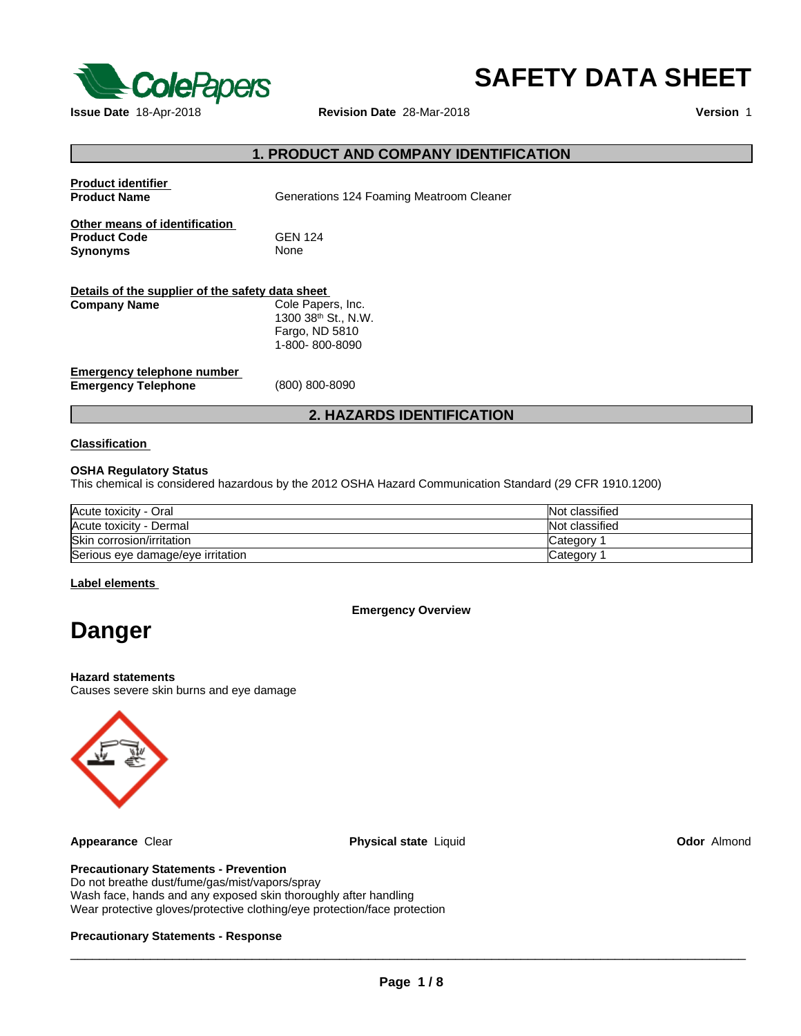# SAFETY DATA SHEET

**Issue Date** 18-Apr-2018 **Revision Date** 28-Mar-2018 **Version** 1

## 1. PRODUCT AND COMPANY IDENTIFICATION

**Product identifier**

**Product Name** Generations 124 Foaming Meatroom Cleaner

**Other means of identification**

**Product Code** GEN 124

**Synonyms** None

**Details of the supplier of the safety data sheet**

**Company Name** Cole Papers, Inc.
1300 38th St., N.W.
Fargo, ND 5810
1-800- 800-8090

**Emergency telephone number**

**Emergency Telephone** (800) 800-8090

## 2. HAZARDS IDENTIFICATION

**Classification**

**OSHA Regulatory Status**
This chemical is considered hazardous by the 2012 OSHA Hazard Communication Standard (29 CFR 1910.1200)

| | |
|---|---|
| Acute toxicity - Oral | Not classified |
| Acute toxicity - Dermal | Not classified |
| Skin corrosion/irritation | Category 1 |
| Serious eye damage/eye irritation | Category 1 |

**Label elements**

**Emergency Overview**

# Danger

**Hazard statements**
Causes severe skin burns and eye damage

**Appearance** Clear **Physical state** Liquid **Odor** Almond

**Precautionary Statements - Prevention**
Do not breathe dust/fume/gas/mist/vapors/spray
Wash face, hands and any exposed skin thoroughly after handling
Wear protective gloves/protective clothing/eye protection/face protection

**Precautionary Statements - Response**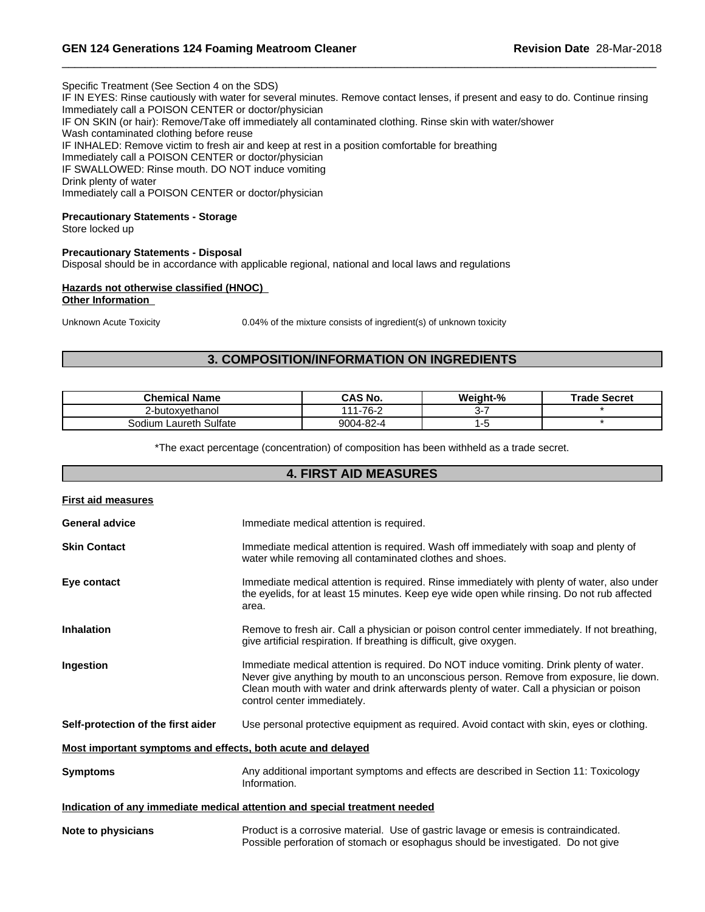Specific Treatment (See Section 4 on the SDS)
IF IN EYES: Rinse cautiously with water for several minutes. Remove contact lenses, if present and easy to do. Continue rinsing
Immediately call a POISON CENTER or doctor/physician
IF ON SKIN (or hair): Remove/Take off immediately all contaminated clothing. Rinse skin with water/shower
Wash contaminated clothing before reuse
IF INHALED: Remove victim to fresh air and keep at rest in a position comfortable for breathing
Immediately call a POISON CENTER or doctor/physician
IF SWALLOWED: Rinse mouth. DO NOT induce vomiting
Drink plenty of water
Immediately call a POISON CENTER or doctor/physician

**Precautionary Statements - Storage**
Store locked up

**Precautionary Statements - Disposal**
Disposal should be in accordance with applicable regional, national and local laws and regulations

**Hazards not otherwise classified (HNOC)**
**Other Information**

Unknown Acute Toxicity 0.04% of the mixture consists of ingredient(s) of unknown toxicity

## 3. COMPOSITION/INFORMATION ON INGREDIENTS

| Chemical Name | CAS No. | Weight-% | Trade Secret |
|---|---|---|---|
| 2-butoxyethanol | 111-76-2 | 3-7 | * |
| Sodium Laureth Sulfate | 9004-82-4 | 1-5 | * |

*The exact percentage (concentration) of composition has been withheld as a trade secret.

## 4. FIRST AID MEASURES

**First aid measures**

**General advice** Immediate medical attention is required.

**Skin Contact** Immediate medical attention is required. Wash off immediately with soap and plenty of water while removing all contaminated clothes and shoes.

**Eye contact** Immediate medical attention is required. Rinse immediately with plenty of water, also under the eyelids, for at least 15 minutes. Keep eye wide open while rinsing. Do not rub affected area.

**Inhalation** Remove to fresh air. Call a physician or poison control center immediately. If not breathing, give artificial respiration. If breathing is difficult, give oxygen.

**Ingestion** Immediate medical attention is required. Do NOT induce vomiting. Drink plenty of water. Never give anything by mouth to an unconscious person. Remove from exposure, lie down. Clean mouth with water and drink afterwards plenty of water. Call a physician or poison control center immediately.

**Self-protection of the first aider** Use personal protective equipment as required. Avoid contact with skin, eyes or clothing.

**Most important symptoms and effects, both acute and delayed**

**Symptoms** Any additional important symptoms and effects are described in Section 11: Toxicology Information.

**Indication of any immediate medical attention and special treatment needed**

**Note to physicians** Product is a corrosive material. Use of gastric lavage or emesis is contraindicated. Possible perforation of stomach or esophagus should be investigated. Do not give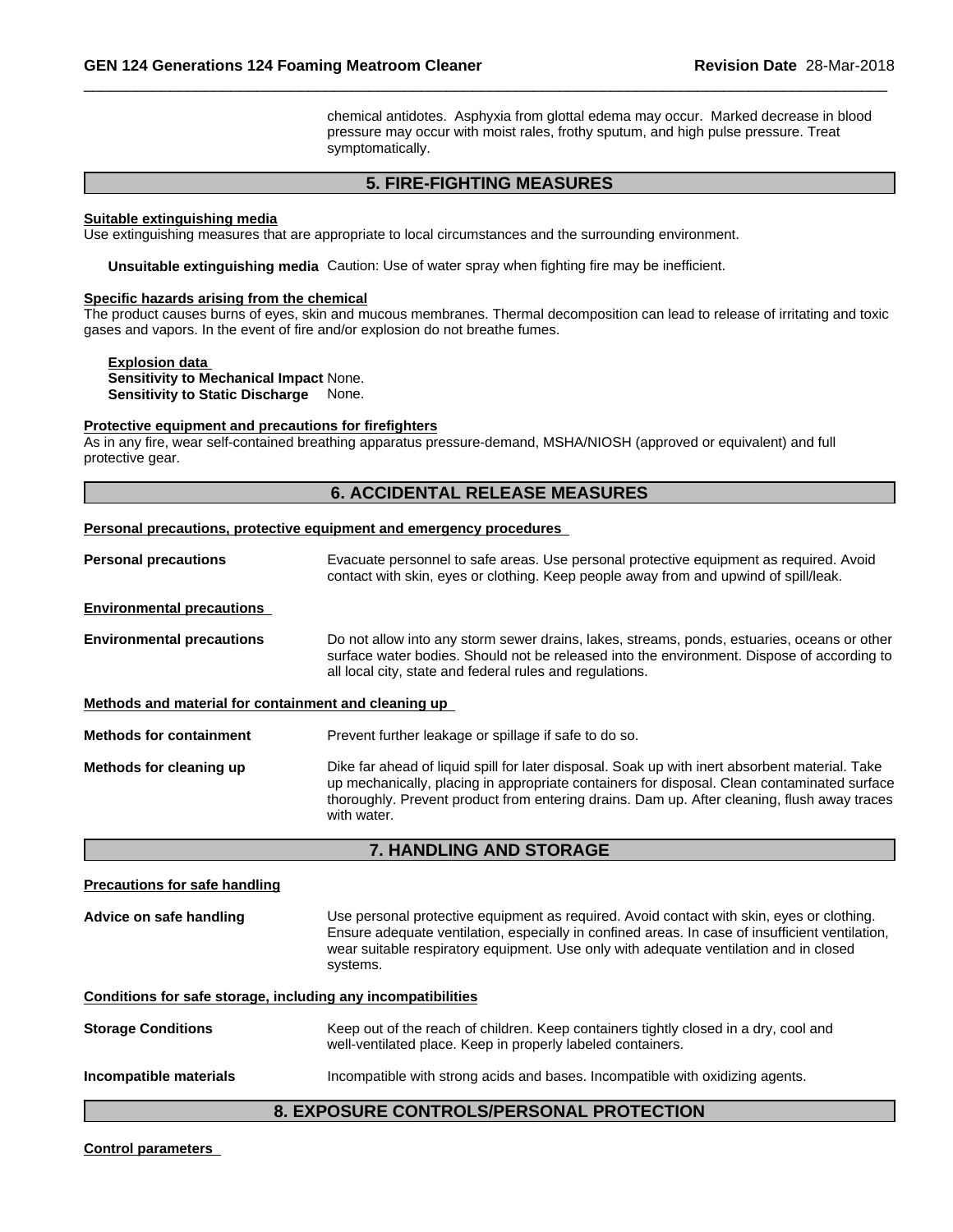chemical antidotes. Asphyxia from glottal edema may occur. Marked decrease in blood pressure may occur with moist rales, frothy sputum, and high pulse pressure. Treat symptomatically.

## 5. FIRE-FIGHTING MEASURES

**Suitable extinguishing media**

Use extinguishing measures that are appropriate to local circumstances and the surrounding environment.

**Unsuitable extinguishing media** Caution: Use of water spray when fighting fire may be inefficient.

**Specific hazards arising from the chemical**

The product causes burns of eyes, skin and mucous membranes. Thermal decomposition can lead to release of irritating and toxic gases and vapors. In the event of fire and/or explosion do not breathe fumes.

**Explosion data**

**Sensitivity to Mechanical Impact** None.
**Sensitivity to Static Discharge** None.

**Protective equipment and precautions for firefighters**

As in any fire, wear self-contained breathing apparatus pressure-demand, MSHA/NIOSH (approved or equivalent) and full protective gear.

## 6. ACCIDENTAL RELEASE MEASURES

**Personal precautions, protective equipment and emergency procedures**

**Personal precautions** Evacuate personnel to safe areas. Use personal protective equipment as required. Avoid contact with skin, eyes or clothing. Keep people away from and upwind of spill/leak.

**Environmental precautions**

**Environmental precautions** Do not allow into any storm sewer drains, lakes, streams, ponds, estuaries, oceans or other surface water bodies. Should not be released into the environment. Dispose of according to all local city, state and federal rules and regulations.

**Methods and material for containment and cleaning up**

**Methods for containment** Prevent further leakage or spillage if safe to do so.

**Methods for cleaning up** Dike far ahead of liquid spill for later disposal. Soak up with inert absorbent material. Take up mechanically, placing in appropriate containers for disposal. Clean contaminated surface thoroughly. Prevent product from entering drains. Dam up. After cleaning, flush away traces with water.

## 7. HANDLING AND STORAGE

**Precautions for safe handling**

**Advice on safe handling** Use personal protective equipment as required. Avoid contact with skin, eyes or clothing. Ensure adequate ventilation, especially in confined areas. In case of insufficient ventilation, wear suitable respiratory equipment. Use only with adequate ventilation and in closed systems.

**Conditions for safe storage, including any incompatibilities**

**Storage Conditions** Keep out of the reach of children. Keep containers tightly closed in a dry, cool and well-ventilated place. Keep in properly labeled containers.

**Incompatible materials** Incompatible with strong acids and bases. Incompatible with oxidizing agents.

## 8. EXPOSURE CONTROLS/PERSONAL PROTECTION

**Control parameters**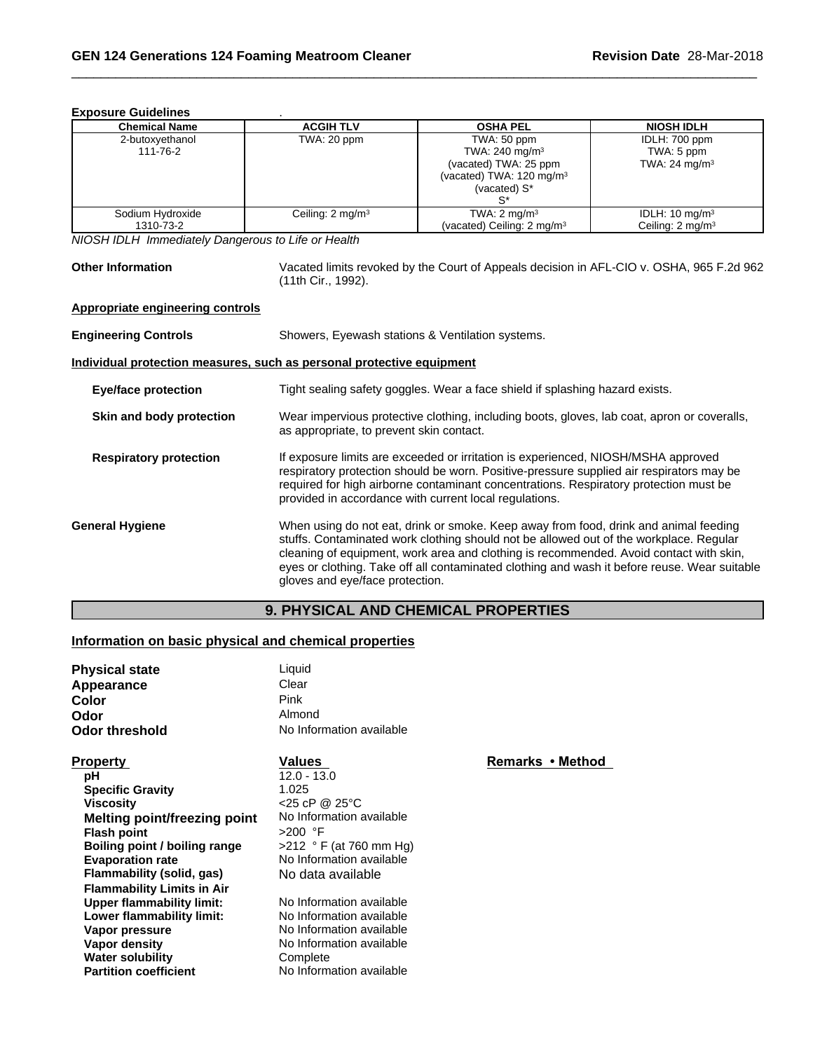**Exposure Guidelines** .

| Chemical Name | ACGIH TLV | OSHA PEL | NIOSH IDLH |
|---|---|---|---|
| 2-butoxyethanol 111-76-2 | TWA: 20 ppm | TWA: 50 ppm TWA: 240 mg/m³ (vacated) TWA: 25 ppm (vacated) TWA: 120 mg/m³ (vacated) S* S* | IDLH: 700 ppm TWA: 5 ppm TWA: 24 mg/m³ |
| Sodium Hydroxide 1310-73-2 | Ceiling: 2 mg/m³ | TWA: 2 mg/m³ (vacated) Ceiling: 2 mg/m³ | IDLH: 10 mg/m³ Ceiling: 2 mg/m³ |

*NIOSH IDLH Immediately Dangerous to Life or Health*

**Other Information** Vacated limits revoked by the Court of Appeals decision in AFL-CIO v. OSHA, 965 F.2d 962 (11th Cir., 1992).

**Appropriate engineering controls**

**Engineering Controls** Showers, Eyewash stations & Ventilation systems.

**Individual protection measures, such as personal protective equipment**

**Eye/face protection** Tight sealing safety goggles. Wear a face shield if splashing hazard exists.

**Skin and body protection** Wear impervious protective clothing, including boots, gloves, lab coat, apron or coveralls, as appropriate, to prevent skin contact.

**Respiratory protection** If exposure limits are exceeded or irritation is experienced, NIOSH/MSHA approved respiratory protection should be worn. Positive-pressure supplied air respirators may be required for high airborne contaminant concentrations. Respiratory protection must be provided in accordance with current local regulations.

**General Hygiene** When using do not eat, drink or smoke. Keep away from food, drink and animal feeding stuffs. Contaminated work clothing should not be allowed out of the workplace. Regular cleaning of equipment, work area and clothing is recommended. Avoid contact with skin, eyes or clothing. Take off all contaminated clothing and wash it before reuse. Wear suitable gloves and eye/face protection.

## 9. PHYSICAL AND CHEMICAL PROPERTIES

**Information on basic physical and chemical properties**

**Physical state** Liquid
**Appearance** Clear
**Color** Pink
**Odor** Almond
**Odor threshold** No Information available

| Property | Values | Remarks • Method |
|---|---|---|
| pH | 12.0 - 13.0 | |
| Specific Gravity | 1.025 | |
| Viscosity | <25 cP @ 25°C | |
| Melting point/freezing point | No Information available | |
| Flash point | >200 °F | |
| Boiling point / boiling range | >212 ° F (at 760 mm Hg) | |
| Evaporation rate | No Information available | |
| Flammability (solid, gas) | No data available | |
| Flammability Limits in Air | | |
| Upper flammability limit: | No Information available | |
| Lower flammability limit: | No Information available | |
| Vapor pressure | No Information available | |
| Vapor density | No Information available | |
| Water solubility | Complete | |
| Partition coefficient | No Information available | |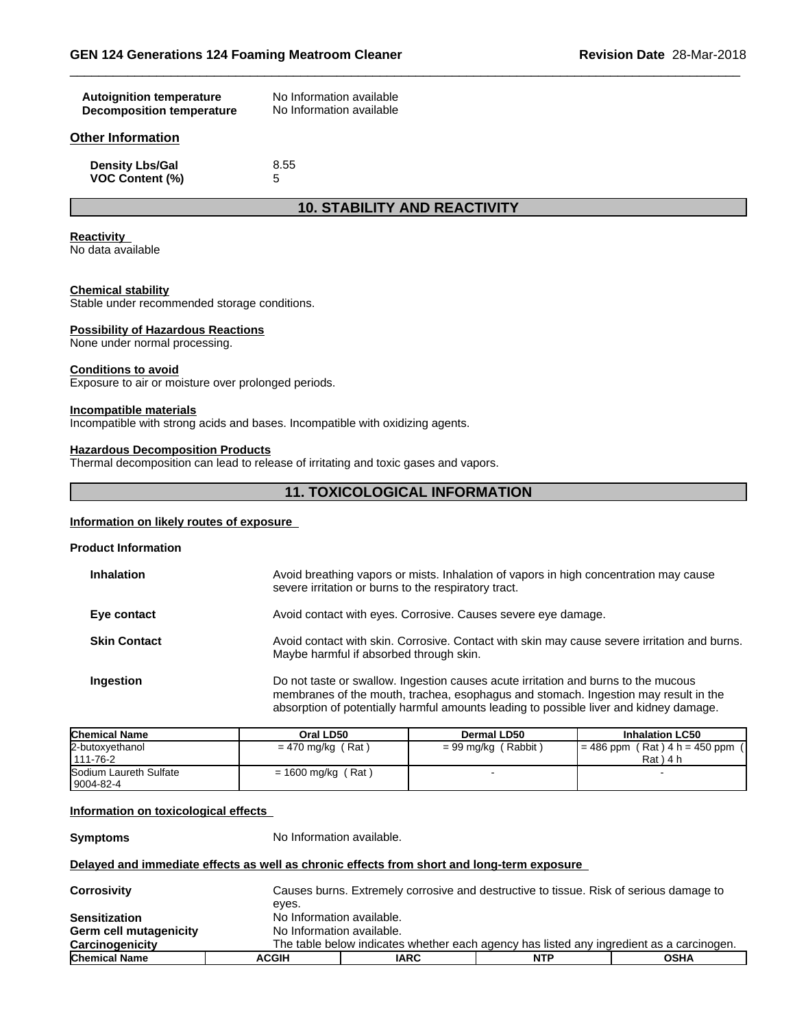| | |
|---|---|
| **Autoignition temperature** | No Information available |
| **Decomposition temperature** | No Information available |

### Other Information

| | |
|---|---|
| **Density Lbs/Gal** | 8.55 |
| **VOC Content (%)** | 5 |

## 10. STABILITY AND REACTIVITY

**Reactivity**
No data available

**Chemical stability**
Stable under recommended storage conditions.

**Possibility of Hazardous Reactions**
None under normal processing.

**Conditions to avoid**
Exposure to air or moisture over prolonged periods.

**Incompatible materials**
Incompatible with strong acids and bases. Incompatible with oxidizing agents.

**Hazardous Decomposition Products**
Thermal decomposition can lead to release of irritating and toxic gases and vapors.

## 11. TOXICOLOGICAL INFORMATION

**Information on likely routes of exposure**

**Product Information**

| | |
|---|---|
| **Inhalation** | Avoid breathing vapors or mists. Inhalation of vapors in high concentration may cause severe irritation or burns to the respiratory tract. |
| **Eye contact** | Avoid contact with eyes. Corrosive. Causes severe eye damage. |
| **Skin Contact** | Avoid contact with skin. Corrosive. Contact with skin may cause severe irritation and burns. Maybe harmful if absorbed through skin. |
| **Ingestion** | Do not taste or swallow. Ingestion causes acute irritation and burns to the mucous membranes of the mouth, trachea, esophagus and stomach. Ingestion may result in the absorption of potentially harmful amounts leading to possible liver and kidney damage. |

| Chemical Name | Oral LD50 | Dermal LD50 | Inhalation LC50 |
|---|---|---|---|
| 2-butoxyethanol 111-76-2 | = 470 mg/kg ( Rat ) | = 99 mg/kg ( Rabbit ) | = 486 ppm ( Rat ) 4 h = 450 ppm ( Rat ) 4 h |
| Sodium Laureth Sulfate 9004-82-4 | = 1600 mg/kg ( Rat ) | - | - |

**Information on toxicological effects**

**Symptoms** No Information available.

**Delayed and immediate effects as well as chronic effects from short and long-term exposure**

| | |
|---|---|
| **Corrosivity** | Causes burns. Extremely corrosive and destructive to tissue. Risk of serious damage to eyes. |
| **Sensitization** | No Information available. |
| **Germ cell mutagenicity** | No Information available. |
| **Carcinogenicity** | The table below indicates whether each agency has listed any ingredient as a carcinogen. |

| Chemical Name | ACGIH | IARC | NTP | OSHA |
|---|---|---|---|---|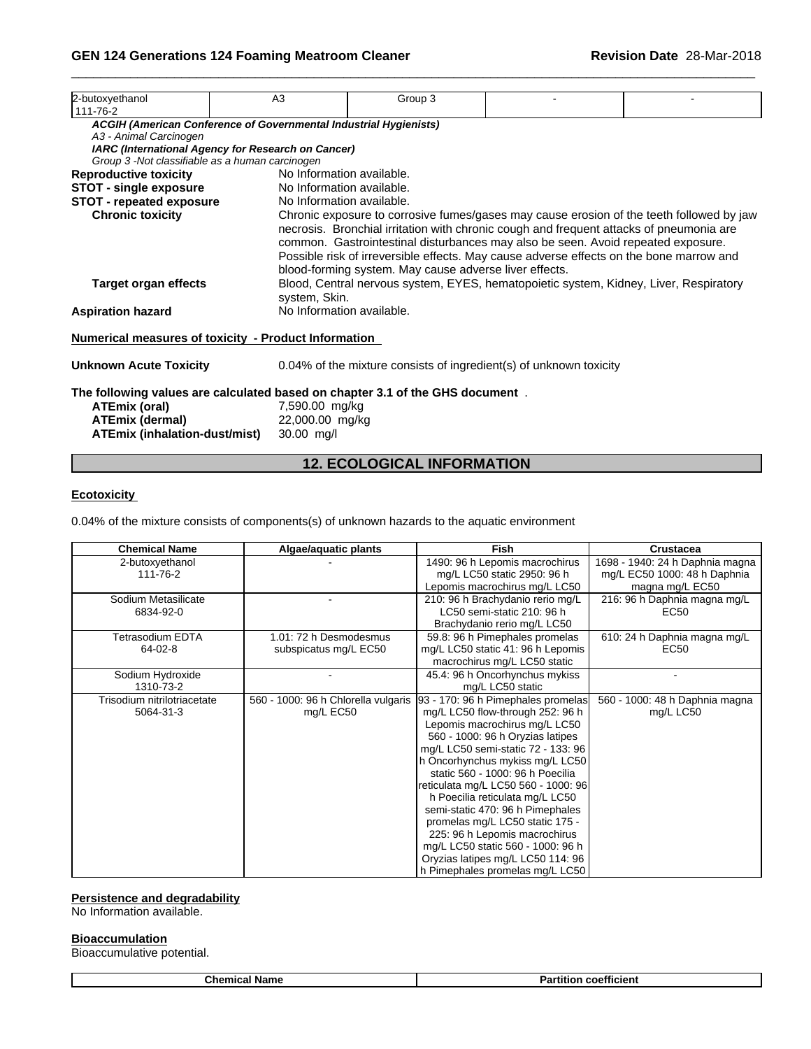| 2-butoxyethanol<br>111-76-2 | A3 | Group 3 | - | - |
|---|---|---|---|---|

***ACGIH (American Conference of Governmental Industrial Hygienists)***
*A3 - Animal Carcinogen*
***IARC (International Agency for Research on Cancer)***
*Group 3 -Not classifiable as a human carcinogen*

**Reproductive toxicity** No Information available.
**STOT - single exposure** No Information available.
**STOT - repeated exposure** No Information available.
**Chronic toxicity** Chronic exposure to corrosive fumes/gases may cause erosion of the teeth followed by jaw necrosis. Bronchial irritation with chronic cough and frequent attacks of pneumonia are common. Gastrointestinal disturbances may also be seen. Avoid repeated exposure. Possible risk of irreversible effects. May cause adverse effects on the bone marrow and blood-forming system. May cause adverse liver effects.
**Target organ effects** Blood, Central nervous system, EYES, hematopoietic system, Kidney, Liver, Respiratory system, Skin.
**Aspiration hazard** No Information available.

**Numerical measures of toxicity - Product Information**

**Unknown Acute Toxicity** 0.04% of the mixture consists of ingredient(s) of unknown toxicity

**The following values are calculated based on chapter 3.1 of the GHS document** .
**ATEmix (oral)** 7,590.00 mg/kg
**ATEmix (dermal)** 22,000.00 mg/kg
**ATEmix (inhalation-dust/mist)** 30.00 mg/l

## 12. ECOLOGICAL INFORMATION

**Ecotoxicity**

0.04% of the mixture consists of components(s) of unknown hazards to the aquatic environment

| Chemical Name | Algae/aquatic plants | Fish | Crustacea |
|---|---|---|---|
| 2-butoxyethanol<br>111-76-2 | - | 1490: 96 h Lepomis macrochirus mg/L LC50 static 2950: 96 h Lepomis macrochirus mg/L LC50 | 1698 - 1940: 24 h Daphnia magna mg/L EC50 1000: 48 h Daphnia magna mg/L EC50 |
| Sodium Metasilicate<br>6834-92-0 | - | 210: 96 h Brachydanio rerio mg/L LC50 semi-static 210: 96 h Brachydanio rerio mg/L LC50 | 216: 96 h Daphnia magna mg/L EC50 |
| Tetrasodium EDTA<br>64-02-8 | 1.01: 72 h Desmodesmus subspicatus mg/L EC50 | 59.8: 96 h Pimephales promelas mg/L LC50 static 41: 96 h Lepomis macrochirus mg/L LC50 static | 610: 24 h Daphnia magna mg/L EC50 |
| Sodium Hydroxide<br>1310-73-2 | - | 45.4: 96 h Oncorhynchus mykiss mg/L LC50 static | - |
| Trisodium nitrilotriacetate<br>5064-31-3 | 560 - 1000: 96 h Chlorella vulgaris mg/L EC50 | 93 - 170: 96 h Pimephales promelas mg/L LC50 flow-through 252: 96 h Lepomis macrochirus mg/L LC50 560 - 1000: 96 h Oryzias latipes mg/L LC50 semi-static 72 - 133: 96 h Oncorhynchus mykiss mg/L LC50 static 560 - 1000: 96 h Poecilia reticulata mg/L LC50 560 - 1000: 96 h Poecilia reticulata mg/L LC50 semi-static 470: 96 h Pimephales promelas mg/L LC50 static 175 - 225: 96 h Lepomis macrochirus mg/L LC50 static 560 - 1000: 96 h Oryzias latipes mg/L LC50 114: 96 h Pimephales promelas mg/L LC50 | 560 - 1000: 48 h Daphnia magna mg/L LC50 |

**Persistence and degradability**
No Information available.

**Bioaccumulation**
Bioaccumulative potential.

| Chemical Name | Partition coefficient |
|---|---|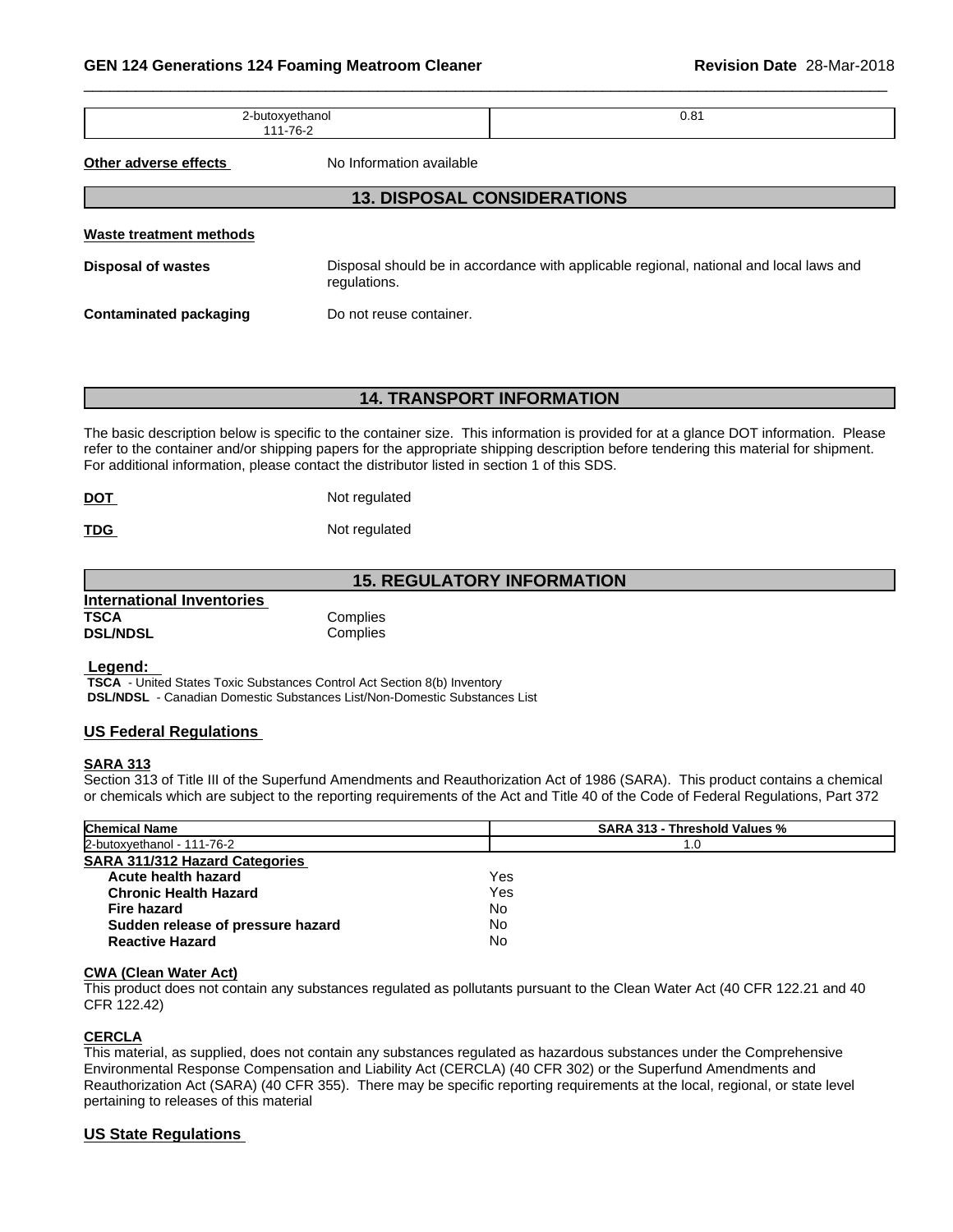| 2-butoxyethanol<br>111-76-2 | 0.81 |
| --- | --- |

**Other adverse effects** No Information available

## 13. DISPOSAL CONSIDERATIONS

**Waste treatment methods**

**Disposal of wastes** Disposal should be in accordance with applicable regional, national and local laws and regulations.

**Contaminated packaging** Do not reuse container.

## 14. TRANSPORT INFORMATION

The basic description below is specific to the container size. This information is provided for at a glance DOT information. Please refer to the container and/or shipping papers for the appropriate shipping description before tendering this material for shipment. For additional information, please contact the distributor listed in section 1 of this SDS.

**DOT** Not regulated

**TDG** Not regulated

## 15. REGULATORY INFORMATION

**International Inventories**

**TSCA** Complies
**DSL/NDSL** Complies

**Legend:**

**TSCA** - United States Toxic Substances Control Act Section 8(b) Inventory
**DSL/NDSL** - Canadian Domestic Substances List/Non-Domestic Substances List

### US Federal Regulations

**SARA 313**

Section 313 of Title III of the Superfund Amendments and Reauthorization Act of 1986 (SARA). This product contains a chemical or chemicals which are subject to the reporting requirements of the Act and Title 40 of the Code of Federal Regulations, Part 372

| Chemical Name | SARA 313 - Threshold Values % |
| --- | --- |
| 2-butoxyethanol - 111-76-2 | 1.0 |

**SARA 311/312 Hazard Categories**

| | |
| --- | --- |
| **Acute health hazard** | Yes |
| **Chronic Health Hazard** | Yes |
| **Fire hazard** | No |
| **Sudden release of pressure hazard** | No |
| **Reactive Hazard** | No |

**CWA (Clean Water Act)**

This product does not contain any substances regulated as pollutants pursuant to the Clean Water Act (40 CFR 122.21 and 40 CFR 122.42)

**CERCLA**

This material, as supplied, does not contain any substances regulated as hazardous substances under the Comprehensive Environmental Response Compensation and Liability Act (CERCLA) (40 CFR 302) or the Superfund Amendments and Reauthorization Act (SARA) (40 CFR 355). There may be specific reporting requirements at the local, regional, or state level pertaining to releases of this material

### US State Regulations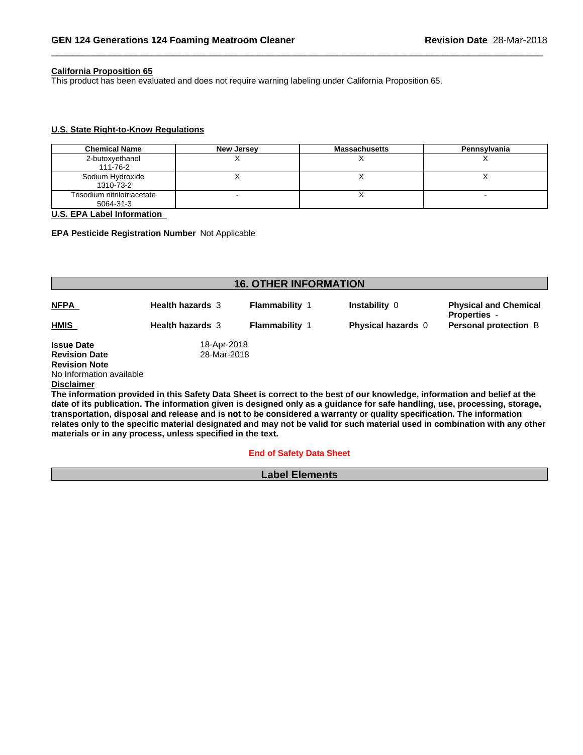**California Proposition 65**

This product has been evaluated and does not require warning labeling under California Proposition 65.

**U.S. State Right-to-Know Regulations**

| Chemical Name | New Jersey | Massachusetts | Pennsylvania |
|---|---|---|---|
| 2-butoxyethanol<br>111-76-2 | X | X | X |
| Sodium Hydroxide<br>1310-73-2 | X | X | X |
| Trisodium nitrilotriacetate<br>5064-31-3 | - | X | - |

**U.S. EPA Label Information**

**EPA Pesticide Registration Number** Not Applicable

## 16. OTHER INFORMATION

| | | | | |
|---|---|---|---|---|
| **NFPA** | **Health hazards** 3 | **Flammability** 1 | **Instability** 0 | **Physical and Chemical Properties** - |
| **HMIS** | **Health hazards** 3 | **Flammability** 1 | **Physical hazards** 0 | **Personal protection** B |

**Issue Date** 18-Apr-2018

**Revision Date** 28-Mar-2018

**Revision Note**

No Information available

**Disclaimer**

**The information provided in this Safety Data Sheet is correct to the best of our knowledge, information and belief at the date of its publication. The information given is designed only as a guidance for safe handling, use, processing, storage, transportation, disposal and release and is not to be considered a warranty or quality specification. The information relates only to the specific material designated and may not be valid for such material used in combination with any other materials or in any process, unless specified in the text.**

**End of Safety Data Sheet**

## Label Elements